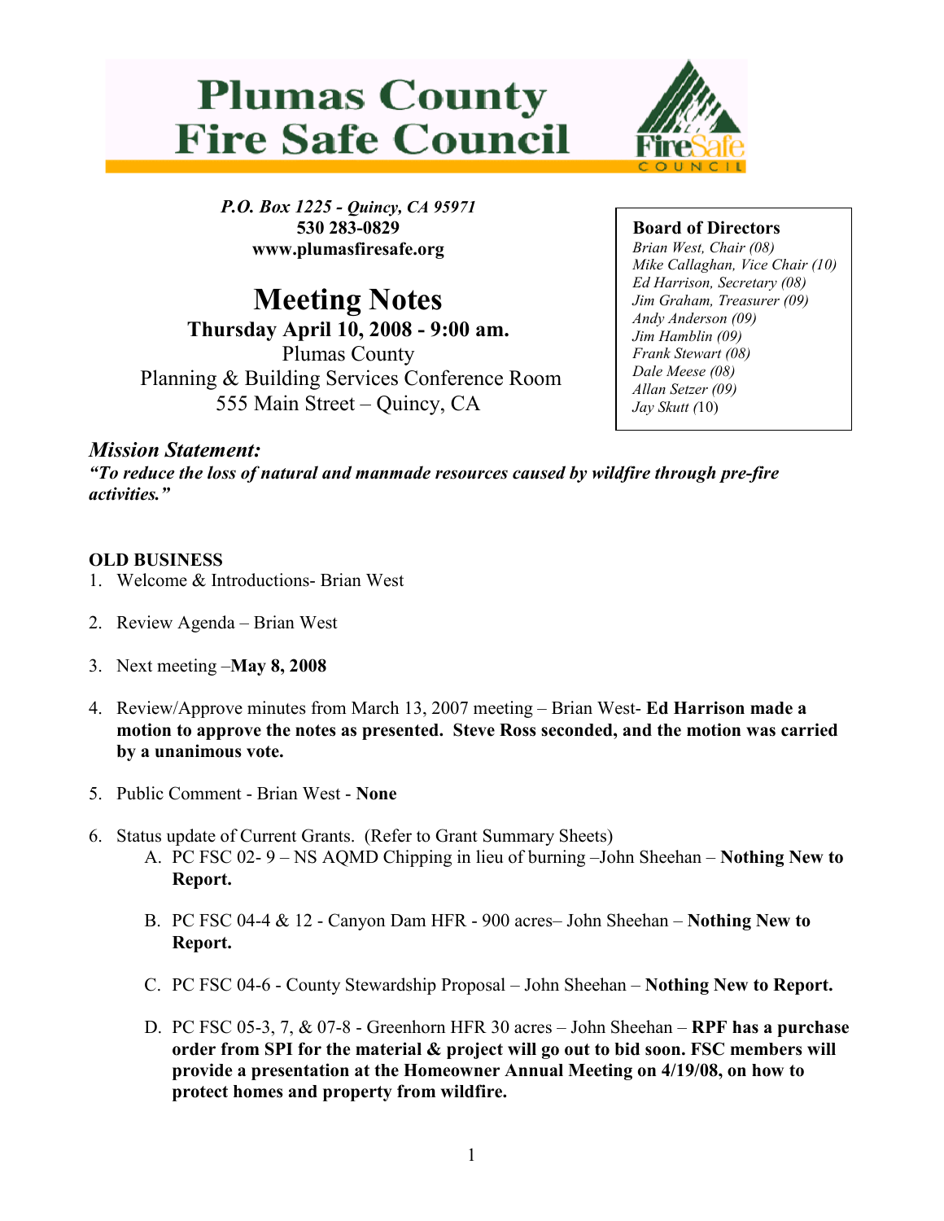# Plumas County Fire Safe Council

***P.O. Box 1225 - Quincy, CA 95971***
**530 283-0829**
**www.plumasfiresafe.org**

**Board of Directors**
*Brian West, Chair (08)*
*Mike Callaghan, Vice Chair (10)*
*Ed Harrison, Secretary (08)*
*Jim Graham, Treasurer (09)*
*Andy Anderson (09)*
*Jim Hamblin (09)*
*Frank Stewart (08)*
*Dale Meese (08)*
*Allan Setzer (09)*
*Jay Skutt (10)*

## Meeting Notes

**Thursday April 10, 2008 - 9:00 am.**
Plumas County
Planning & Building Services Conference Room
555 Main Street – Quincy, CA

### *Mission Statement:*

***"To reduce the loss of natural and manmade resources caused by wildfire through pre-fire activities."***

**OLD BUSINESS**

1. Welcome & Introductions- Brian West

2. Review Agenda – Brian West

3. Next meeting –**May 8, 2008**

4. Review/Approve minutes from March 13, 2007 meeting – Brian West- **Ed Harrison made a motion to approve the notes as presented. Steve Ross seconded, and the motion was carried by a unanimous vote.**

5. Public Comment - Brian West - **None**

6. Status update of Current Grants. (Refer to Grant Summary Sheets)
   A. PC FSC 02- 9 – NS AQMD Chipping in lieu of burning –John Sheehan – **Nothing New to Report.**

   B. PC FSC 04-4 & 12 - Canyon Dam HFR - 900 acres– John Sheehan – **Nothing New to Report.**

   C. PC FSC 04-6 - County Stewardship Proposal – John Sheehan – **Nothing New to Report.**

   D. PC FSC 05-3, 7, & 07-8 - Greenhorn HFR 30 acres – John Sheehan – **RPF has a purchase order from SPI for the material & project will go out to bid soon. FSC members will provide a presentation at the Homeowner Annual Meeting on 4/19/08, on how to protect homes and property from wildfire.**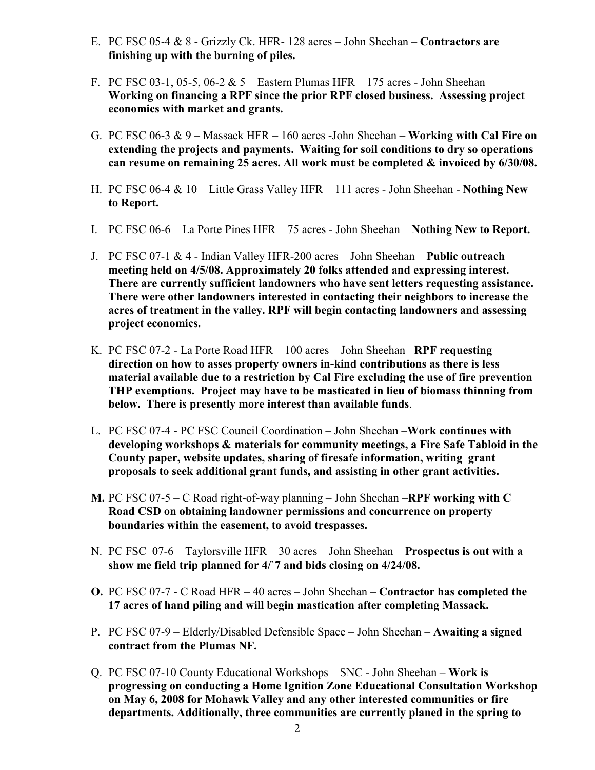E. PC FSC 05-4 & 8 - Grizzly Ck. HFR- 128 acres – John Sheehan – **Contractors are finishing up with the burning of piles.**

F. PC FSC 03-1, 05-5, 06-2 & 5 – Eastern Plumas HFR – 175 acres - John Sheehan – **Working on financing a RPF since the prior RPF closed business. Assessing project economics with market and grants.**

G. PC FSC 06-3 & 9 – Massack HFR – 160 acres -John Sheehan – **Working with Cal Fire on extending the projects and payments. Waiting for soil conditions to dry so operations can resume on remaining 25 acres. All work must be completed & invoiced by 6/30/08.**

H. PC FSC 06-4 & 10 – Little Grass Valley HFR – 111 acres - John Sheehan - **Nothing New to Report.**

I. PC FSC 06-6 – La Porte Pines HFR – 75 acres - John Sheehan – **Nothing New to Report.**

J. PC FSC 07-1 & 4 - Indian Valley HFR-200 acres – John Sheehan – **Public outreach meeting held on 4/5/08. Approximately 20 folks attended and expressing interest. There are currently sufficient landowners who have sent letters requesting assistance. There were other landowners interested in contacting their neighbors to increase the acres of treatment in the valley. RPF will begin contacting landowners and assessing project economics.**

K. PC FSC 07-2 - La Porte Road HFR – 100 acres – John Sheehan –**RPF requesting direction on how to asses property owners in-kind contributions as there is less material available due to a restriction by Cal Fire excluding the use of fire prevention THP exemptions. Project may have to be masticated in lieu of biomass thinning from below. There is presently more interest than available funds**.

L. PC FSC 07-4 - PC FSC Council Coordination – John Sheehan –**Work continues with developing workshops & materials for community meetings, a Fire Safe Tabloid in the County paper, website updates, sharing of firesafe information, writing grant proposals to seek additional grant funds, and assisting in other grant activities.**

**M.** PC FSC 07-5 – C Road right-of-way planning – John Sheehan –**RPF working with C Road CSD on obtaining landowner permissions and concurrence on property boundaries within the easement, to avoid trespasses.**

N. PC FSC 07-6 – Taylorsville HFR – 30 acres – John Sheehan – **Prospectus is out with a show me field trip planned for 4/`7 and bids closing on 4/24/08.**

**O.** PC FSC 07-7 - C Road HFR – 40 acres – John Sheehan – **Contractor has completed the 17 acres of hand piling and will begin mastication after completing Massack.**

P. PC FSC 07-9 – Elderly/Disabled Defensible Space – John Sheehan – **Awaiting a signed contract from the Plumas NF.**

Q. PC FSC 07-10 County Educational Workshops – SNC - John Sheehan **– Work is progressing on conducting a Home Ignition Zone Educational Consultation Workshop on May 6, 2008 for Mohawk Valley and any other interested communities or fire departments. Additionally, three communities are currently planed in the spring to**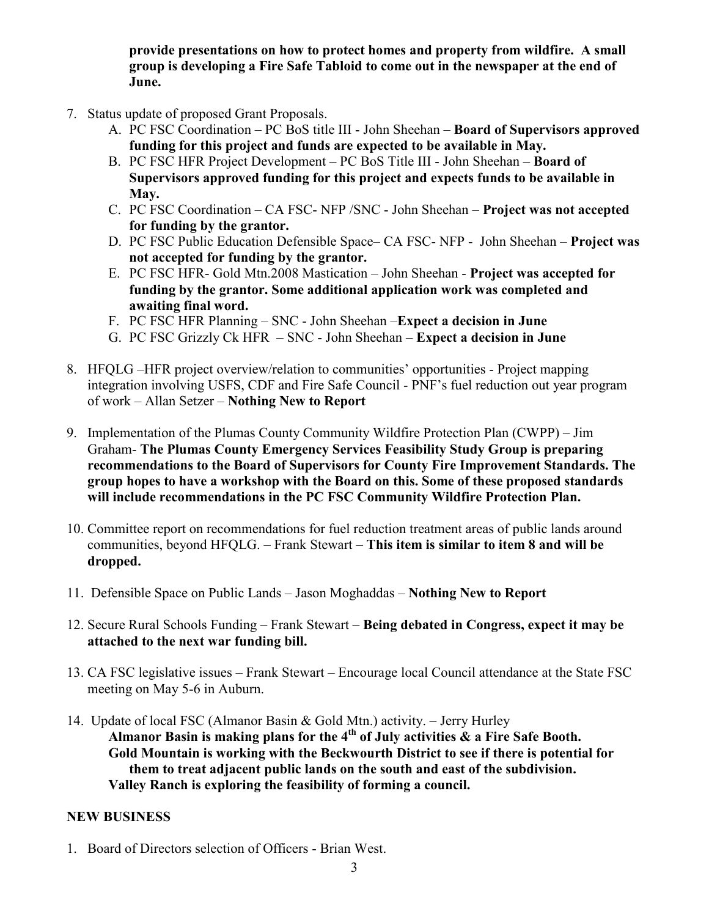**provide presentations on how to protect homes and property from wildfire. A small group is developing a Fire Safe Tabloid to come out in the newspaper at the end of June.**

7. Status update of proposed Grant Proposals.
   A. PC FSC Coordination – PC BoS title III - John Sheehan – **Board of Supervisors approved funding for this project and funds are expected to be available in May.**
   B. PC FSC HFR Project Development – PC BoS Title III - John Sheehan – **Board of Supervisors approved funding for this project and expects funds to be available in May.**
   C. PC FSC Coordination – CA FSC- NFP /SNC - John Sheehan – **Project was not accepted for funding by the grantor.**
   D. PC FSC Public Education Defensible Space– CA FSC- NFP - John Sheehan – **Project was not accepted for funding by the grantor.**
   E. PC FSC HFR- Gold Mtn.2008 Mastication – John Sheehan - **Project was accepted for funding by the grantor. Some additional application work was completed and awaiting final word.**
   F. PC FSC HFR Planning – SNC - John Sheehan –**Expect a decision in June**
   G. PC FSC Grizzly Ck HFR – SNC - John Sheehan – **Expect a decision in June**

8. HFQLG –HFR project overview/relation to communities' opportunities - Project mapping integration involving USFS, CDF and Fire Safe Council - PNF's fuel reduction out year program of work – Allan Setzer – **Nothing New to Report**

9. Implementation of the Plumas County Community Wildfire Protection Plan (CWPP) – Jim Graham- **The Plumas County Emergency Services Feasibility Study Group is preparing recommendations to the Board of Supervisors for County Fire Improvement Standards. The group hopes to have a workshop with the Board on this. Some of these proposed standards will include recommendations in the PC FSC Community Wildfire Protection Plan.**

10. Committee report on recommendations for fuel reduction treatment areas of public lands around communities, beyond HFQLG. – Frank Stewart – **This item is similar to item 8 and will be dropped.**

11. Defensible Space on Public Lands – Jason Moghaddas – **Nothing New to Report**

12. Secure Rural Schools Funding – Frank Stewart – **Being debated in Congress, expect it may be attached to the next war funding bill.**

13. CA FSC legislative issues – Frank Stewart – Encourage local Council attendance at the State FSC meeting on May 5-6 in Auburn.

14. Update of local FSC (Almanor Basin & Gold Mtn.) activity. – Jerry Hurley
    **Almanor Basin is making plans for the 4th of July activities & a Fire Safe Booth.**
    **Gold Mountain is working with the Beckwourth District to see if there is potential for them to treat adjacent public lands on the south and east of the subdivision.**
    **Valley Ranch is exploring the feasibility of forming a council.**

## NEW BUSINESS

1. Board of Directors selection of Officers - Brian West.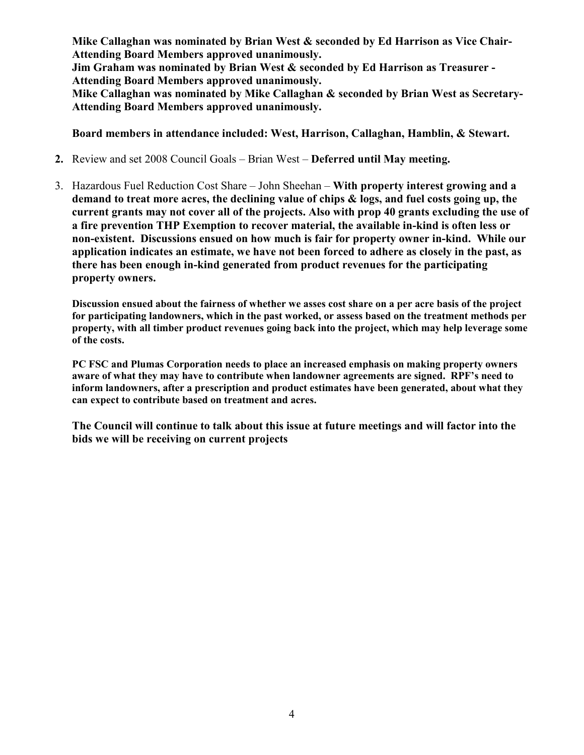**Mike Callaghan was nominated by Brian West & seconded by Ed Harrison as Vice Chair- Attending Board Members approved unanimously.**
**Jim Graham was nominated by Brian West & seconded by Ed Harrison as Treasurer - Attending Board Members approved unanimously.**
**Mike Callaghan was nominated by Mike Callaghan & seconded by Brian West as Secretary- Attending Board Members approved unanimously.**

**Board members in attendance included: West, Harrison, Callaghan, Hamblin, & Stewart.**

**2.** Review and set 2008 Council Goals – Brian West – **Deferred until May meeting.**

3. Hazardous Fuel Reduction Cost Share – John Sheehan – **With property interest growing and a demand to treat more acres, the declining value of chips & logs, and fuel costs going up, the current grants may not cover all of the projects. Also with prop 40 grants excluding the use of a fire prevention THP Exemption to recover material, the available in-kind is often less or non-existent. Discussions ensued on how much is fair for property owner in-kind. While our application indicates an estimate, we have not been forced to adhere as closely in the past, as there has been enough in-kind generated from product revenues for the participating property owners.**

**Discussion ensued about the fairness of whether we asses cost share on a per acre basis of the project for participating landowners, which in the past worked, or assess based on the treatment methods per property, with all timber product revenues going back into the project, which may help leverage some of the costs.**

**PC FSC and Plumas Corporation needs to place an increased emphasis on making property owners aware of what they may have to contribute when landowner agreements are signed. RPF's need to inform landowners, after a prescription and product estimates have been generated, about what they can expect to contribute based on treatment and acres.**

**The Council will continue to talk about this issue at future meetings and will factor into the bids we will be receiving on current projects**